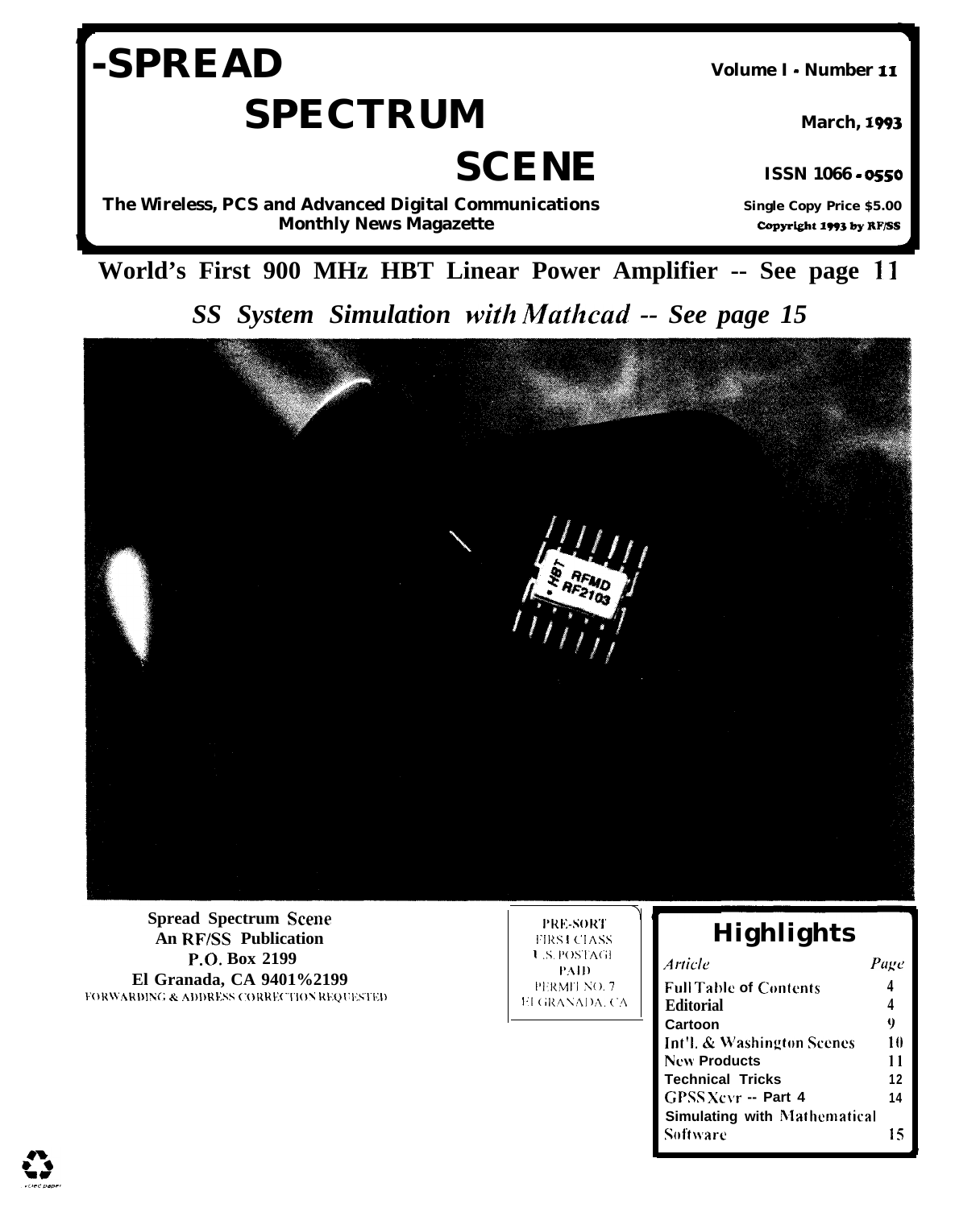# SPREAD SPECTRUM SCENE

**Volume I - Number 11**

**March, 1993**

**ISSN 1066-0550**

**The Wireless, PCS and Advanced Digital Communications Monthly News Magazette**

**Single Copy Price $5.00**

**Copyright 1993 by RF/SS**

## World's First 900 MHz HBT Linear Power Amplifier -- See page 11

## *SS System Simulation with Mathcad -- See page 15*

**Spread Spectrum Scene**
**An RF/SS Publication**
**P.O. Box 2199**
**El Granada, CA 9401%2199**
FORWARDING & ADDRESS CORRECTION REQUESTED

PRE-SORT
FIRST CLASS
U.S. POSTAGE
PAID
PERMIT NO. 7
EL GRANADA, CA

### Highlights

| *Article* | *Page* |
| --- | --- |
| Full Table of Contents | 4 |
| Editorial | 4 |
| Cartoon | 9 |
| Int'l. & Washington Scenes | 10 |
| New Products | 11 |
| Technical Tricks | 12 |
| GPSS Xcvr -- Part 4 | 14 |
| Simulating with Mathematical Software | 15 |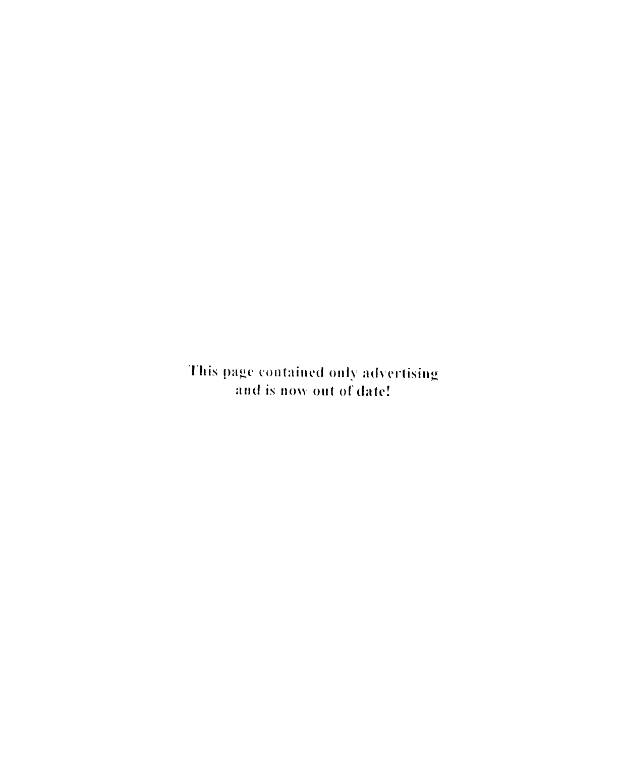This page contained only advertising
and is now out of date!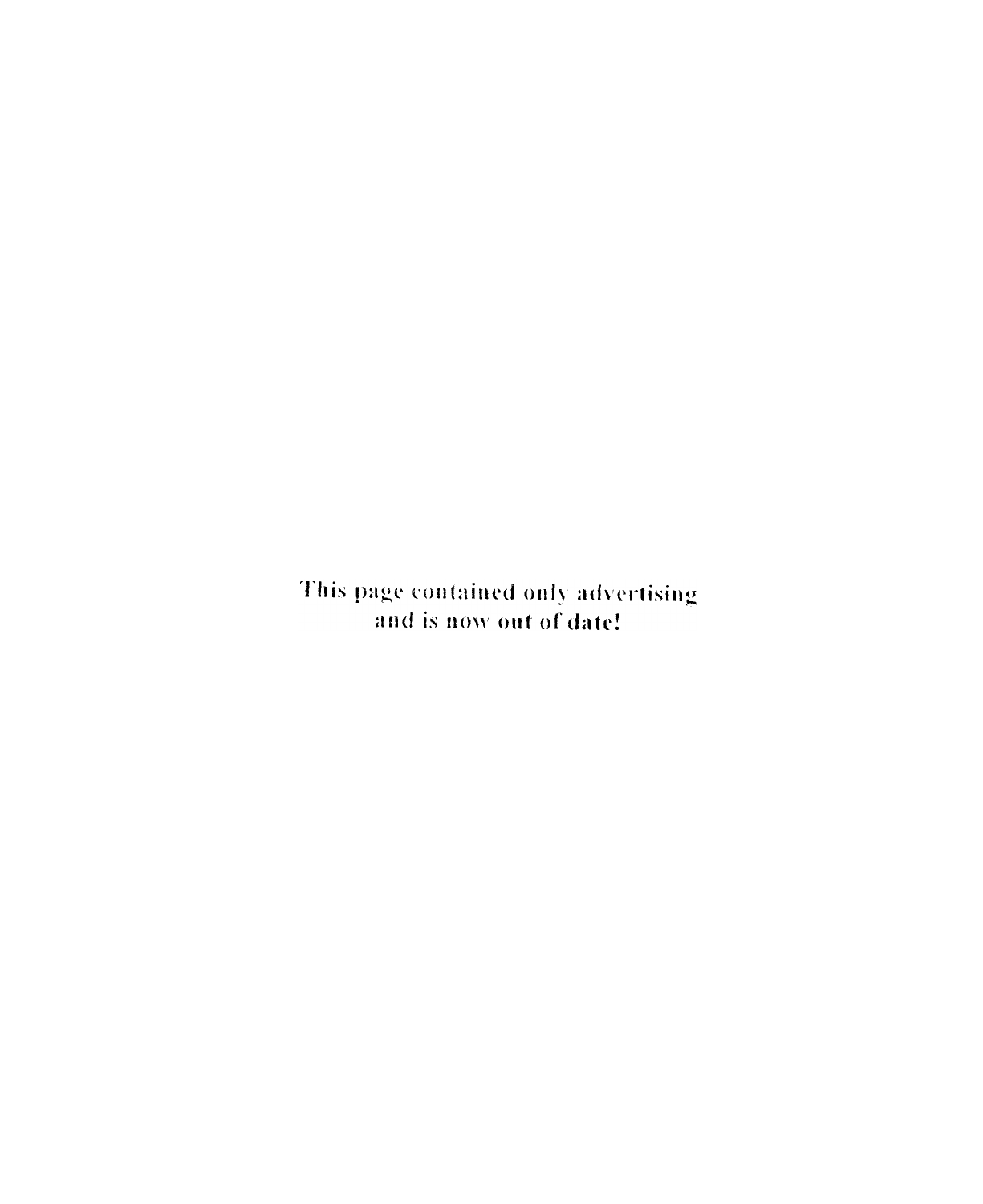This page contained only advertising
and is now out of date!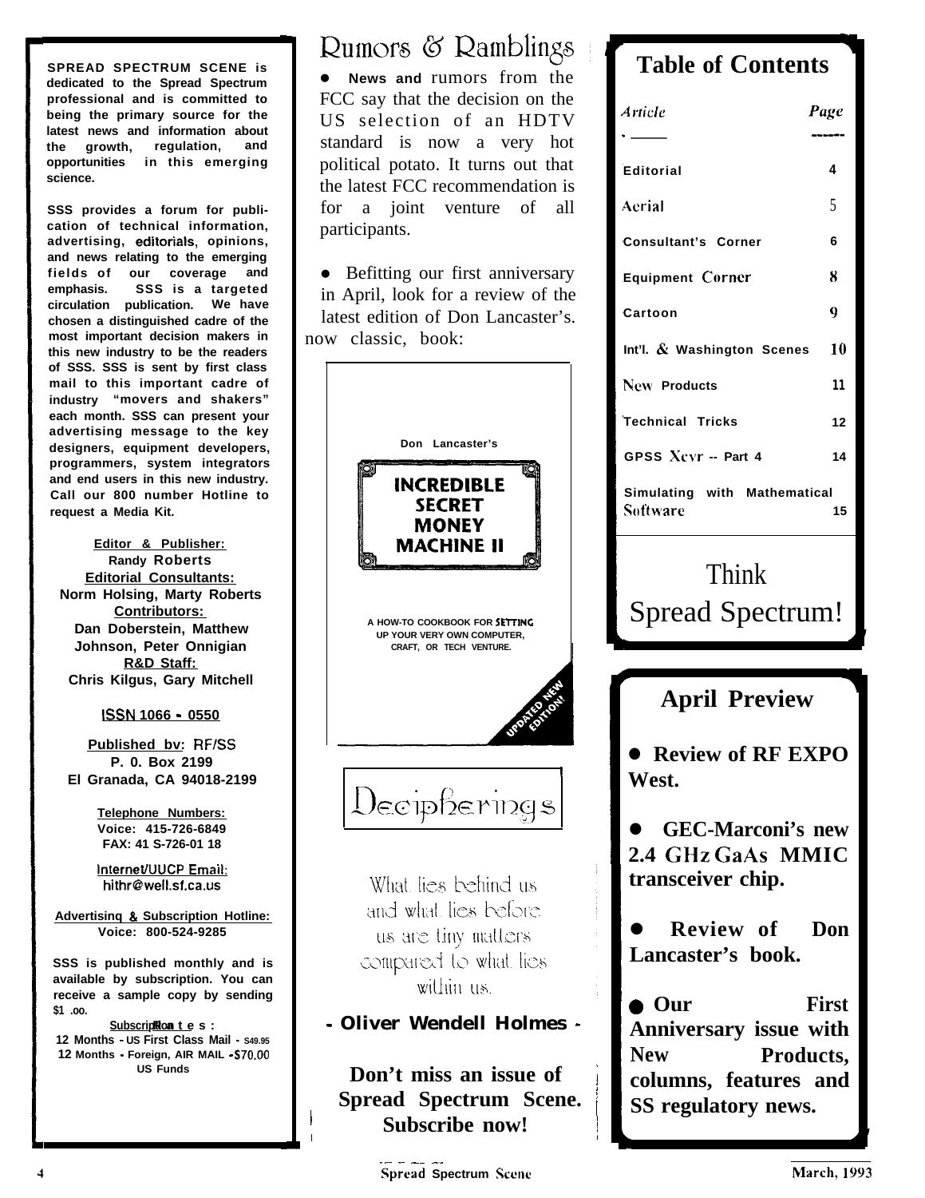**SPREAD SPECTRUM SCENE is dedicated to the Spread Spectrum professional and is committed to being the primary source for the latest news and information about the growth, regulation, and opportunities in this emerging science.**

**SSS provides a forum for publication of technical information, advertising, editorials, opinions, and news relating to the emerging fields of our coverage and emphasis. SSS is a targeted circulation publication. We have chosen a distinguished cadre of the most important decision makers in this new industry to be the readers of SSS. SSS is sent by first class mail to this important cadre of industry "movers and shakers" each month. SSS can present your advertising message to the key designers, equipment developers, programmers, system integrators and end users in this new industry. Call our 800 number Hotline to request a Media Kit.**

**Editor & Publisher:**
**Randy Roberts**
**Editorial Consultants:**
**Norm Holsing, Marty Roberts**
**Contributors:**
**Dan Doberstein, Matthew Johnson, Peter Onnigian**
**R&D Staff:**
**Chris Kilgus, Gary Mitchell**

**ISSN 1066 - 0550**

**Published by: RF/SS**
**P. O. Box 2199**
**El Granada, CA 94018-2199**

**Telephone Numbers:**
**Voice: 415-726-6849**
**FAX: 415-726-0118**

**Internet/UUCP Email:**
**hithr@well.sf.ca.us**

**Advertising & Subscription Hotline:**
**Voice: 800-524-9285**

**SSS is published monthly and is available by subscription. You can receive a sample copy by sending $1.00.**

**Subscription Rates:**
**12 Months - US First Class Mail - $49.95**
**12 Months - Foreign, AIR MAIL - $70.00 US Funds**

# Rumors & Ramblings

- **News and** rumors from the FCC say that the decision on the US selection of an HDTV standard is now a very hot political potato. It turns out that the latest FCC recommendation is for a joint venture of all participants.

- Befitting our first anniversary in April, look for a review of the latest edition of Don Lancaster's. now classic, book:

**Don Lancaster's**

**INCREDIBLE SECRET MONEY MACHINE II**

**A HOW-TO COOKBOOK FOR SETTING UP YOUR VERY OWN COMPUTER, CRAFT, OR TECH VENTURE.**

**UPDATED NEW EDITION!**

# Decipherings

What lies behind us and what lies before us are tiny matters compared to what lies within us.

***- Oliver Wendell Holmes -***

**Don't miss an issue of Spread Spectrum Scene. Subscribe now!**

## Table of Contents

| *Article* | *Page* |
|---|---|
| Editorial | 4 |
| Aerial | 5 |
| Consultant's Corner | 6 |
| Equipment Corner | 8 |
| Cartoon | 9 |
| Int'l. & Washington Scenes | 10 |
| New Products | 11 |
| Technical Tricks | 12 |
| GPSS Xcvr -- Part 4 | 14 |
| Simulating with Mathematical Software | 15 |

Think Spread Spectrum!

## April Preview

- **Review of RF EXPO West.**
- **GEC-Marconi's new 2.4 GHz GaAs MMIC transceiver chip.**
- **Review of Don Lancaster's book.**
- **Our First Anniversary issue with New Products, columns, features and SS regulatory news.**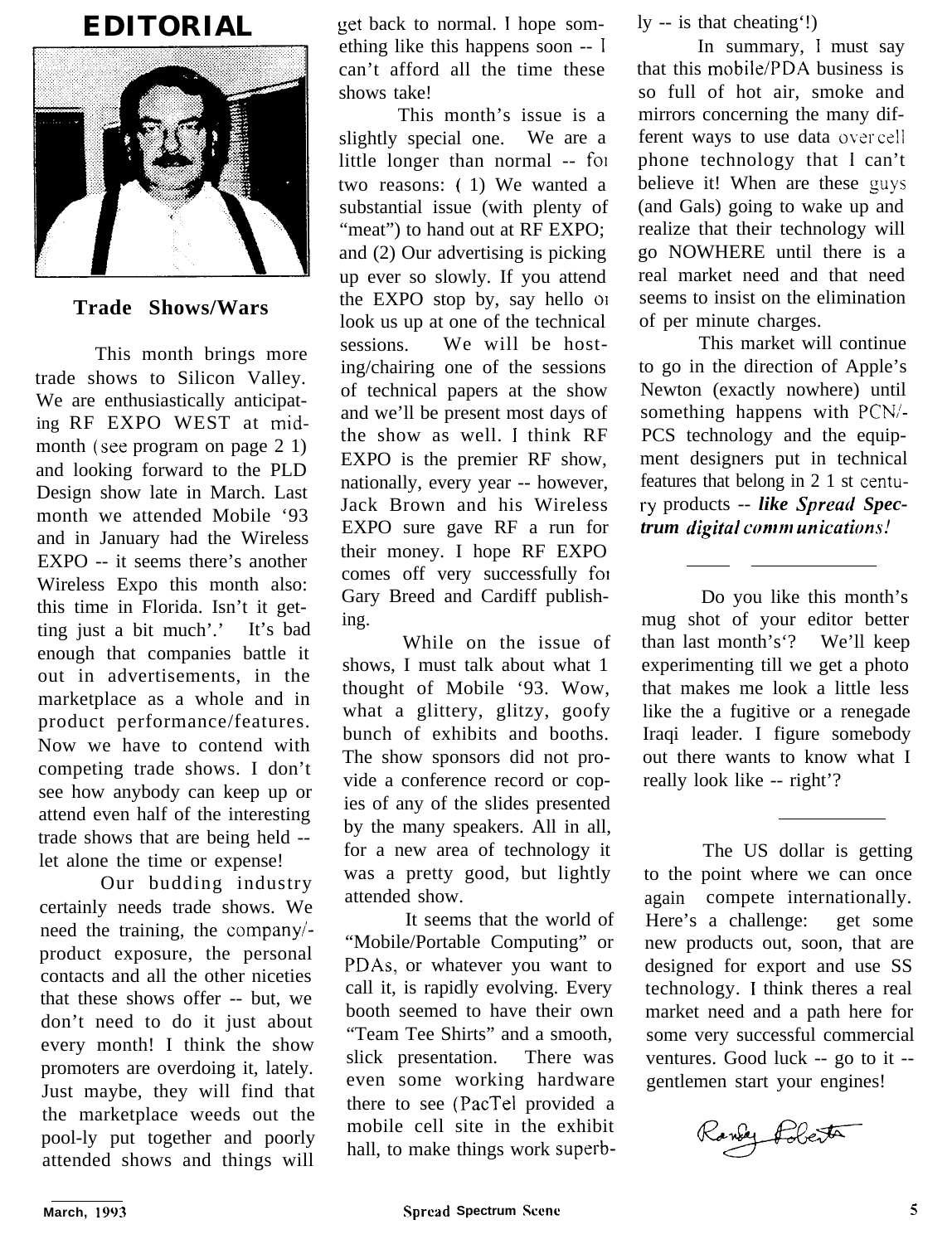# EDITORIAL

## Trade Shows/Wars

This month brings more trade shows to Silicon Valley. We are enthusiastically anticipating RF EXPO WEST at mid-month (see program on page 2 1) and looking forward to the PLD Design show late in March. Last month we attended Mobile '93 and in January had the Wireless EXPO -- it seems there's another Wireless Expo this month also: this time in Florida. Isn't it getting just a bit much'.' It's bad enough that companies battle it out in advertisements, in the marketplace as a whole and in product performance/features. Now we have to contend with competing trade shows. I don't see how anybody can keep up or attend even half of the interesting trade shows that are being held -- let alone the time or expense!

Our budding industry certainly needs trade shows. We need the training, the company/-product exposure, the personal contacts and all the other niceties that these shows offer -- but, we don't need to do it just about every month! I think the show promoters are overdoing it, lately. Just maybe, they will find that the marketplace weeds out the pool-ly put together and poorly attended shows and things will get back to normal. I hope something like this happens soon -- I can't afford all the time these shows take!

This month's issue is a slightly special one. We are a little longer than normal -- for two reasons: ( 1) We wanted a substantial issue (with plenty of "meat") to hand out at RF EXPO; and (2) Our advertising is picking up ever so slowly. If you attend the EXPO stop by, say hello or look us up at one of the technical sessions. We will be hosting/chairing one of the sessions of technical papers at the show and we'll be present most days of the show as well. I think RF EXPO is the premier RF show, nationally, every year -- however, Jack Brown and his Wireless EXPO sure gave RF a run for their money. I hope RF EXPO comes off very successfully for Gary Breed and Cardiff publishing.

While on the issue of shows, I must talk about what 1 thought of Mobile '93. Wow, what a glittery, glitzy, goofy bunch of exhibits and booths. The show sponsors did not provide a conference record or copies of any of the slides presented by the many speakers. All in all, for a new area of technology it was a pretty good, but lightly attended show.

It seems that the world of "Mobile/Portable Computing" or PDAs, or whatever you want to call it, is rapidly evolving. Every booth seemed to have their own "Team Tee Shirts" and a smooth, slick presentation. There was even some working hardware there to see (PacTel provided a mobile cell site in the exhibit hall, to make things work superbly -- is that cheating'!)

In summary, I must say that this mobile/PDA business is so full of hot air, smoke and mirrors concerning the many different ways to use data over cell phone technology that I can't believe it! When are these guys (and Gals) going to wake up and realize that their technology will go NOWHERE until there is a real market need and that need seems to insist on the elimination of per minute charges.

This market will continue to go in the direction of Apple's Newton (exactly nowhere) until something happens with PCN/-PCS technology and the equipment designers put in technical features that belong in 2 1 st century products -- ***like Spread Spectrum digital communications!***

---

Do you like this month's mug shot of your editor better than last month's'? We'll keep experimenting till we get a photo that makes me look a little less like the fugitive or a renegade Iraqi leader. I figure somebody out there wants to know what I really look like -- right'?

---

The US dollar is getting to the point where we can once again compete internationally. Here's a challenge: get some new products out, soon, that are designed for export and use SS technology. I think theres a real market need and a path here for some very successful commercial ventures. Good luck -- go to it -- gentlemen start your engines!

Randy Roberts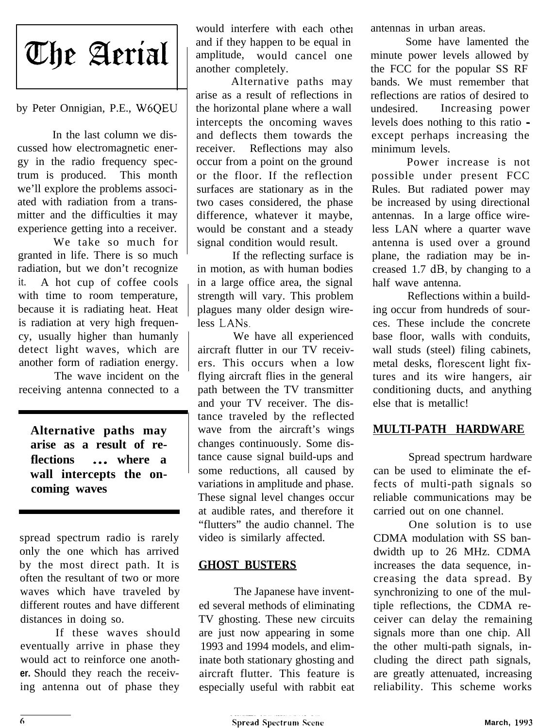# The Aerial

by Peter Onnigian, P.E., W6QEU

In the last column we discussed how electromagnetic energy in the radio frequency spectrum is produced. This month we'll explore the problems associated with radiation from a transmitter and the difficulties it may experience getting into a receiver.

We take so much for granted in life. There is so much radiation, but we don't recognize it. A hot cup of coffee cools with time to room temperature, because it is radiating heat. Heat is radiation at very high frequency, usually higher than humanly detect light waves, which are another form of radiation energy.

The wave incident on the receiving antenna connected to a spread spectrum radio is rarely only the one which has arrived by the most direct path. It is often the resultant of two or more waves which have traveled by different routes and have different distances in doing so.

**Alternative paths may arise as a result of reflections ... where a wall intercepts the oncoming waves**

If these waves should eventually arrive in phase they would act to reinforce one another. Should they reach the receiving antenna out of phase they would interfere with each other and if they happen to be equal in amplitude, would cancel one another completely.

Alternative paths may arise as a result of reflections in the horizontal plane where a wall intercepts the oncoming waves and deflects them towards the receiver. Reflections may also occur from a point on the ground or the floor. If the reflection surfaces are stationary as in the two cases considered, the phase difference, whatever it maybe, would be constant and a steady signal condition would result.

If the reflecting surface is in motion, as with human bodies in a large office area, the signal strength will vary. This problem plagues many older design wireless LANs.

We have all experienced aircraft flutter in our TV receivers. This occurs when a low flying aircraft flies in the general path between the TV transmitter and your TV receiver. The distance traveled by the reflected wave from the aircraft's wings changes continuously. Some distance cause signal build-ups and some reductions, all caused by variations in amplitude and phase. These signal level changes occur at audible rates, and therefore it "flutters" the audio channel. The video is similarly affected.

## GHOST BUSTERS

The Japanese have invented several methods of eliminating TV ghosting. These new circuits are just now appearing in some 1993 and 1994 models, and eliminate both stationary ghosting and aircraft flutter. This feature is especially useful with rabbit eat antennas in urban areas.

Some have lamented the minute power levels allowed by the FCC for the popular SS RF bands. We must remember that reflections are ratios of desired to undesired. Increasing power levels does nothing to this ratio - except perhaps increasing the minimum levels.

Power increase is not possible under present FCC Rules. But radiated power may be increased by using directional antennas. In a large office wireless LAN where a quarter wave antenna is used over a ground plane, the radiation may be increased 1.7 dB, by changing to a half wave antenna.

Reflections within a building occur from hundreds of sources. These include the concrete base floor, walls with conduits, wall studs (steel) filing cabinets, metal desks, florescent light fixtures and its wire hangers, air conditioning ducts, and anything else that is metallic!

## MULTI-PATH HARDWARE

Spread spectrum hardware can be used to eliminate the effects of multi-path signals so reliable communications may be carried out on one channel.

One solution is to use CDMA modulation with SS bandwidth up to 26 MHz. CDMA increases the data sequence, increasing the data spread. By synchronizing to one of the multiple reflections, the CDMA receiver can delay the remaining signals more than one chip. All the other multi-path signals, including the direct path signals, are greatly attenuated, increasing reliability. This scheme works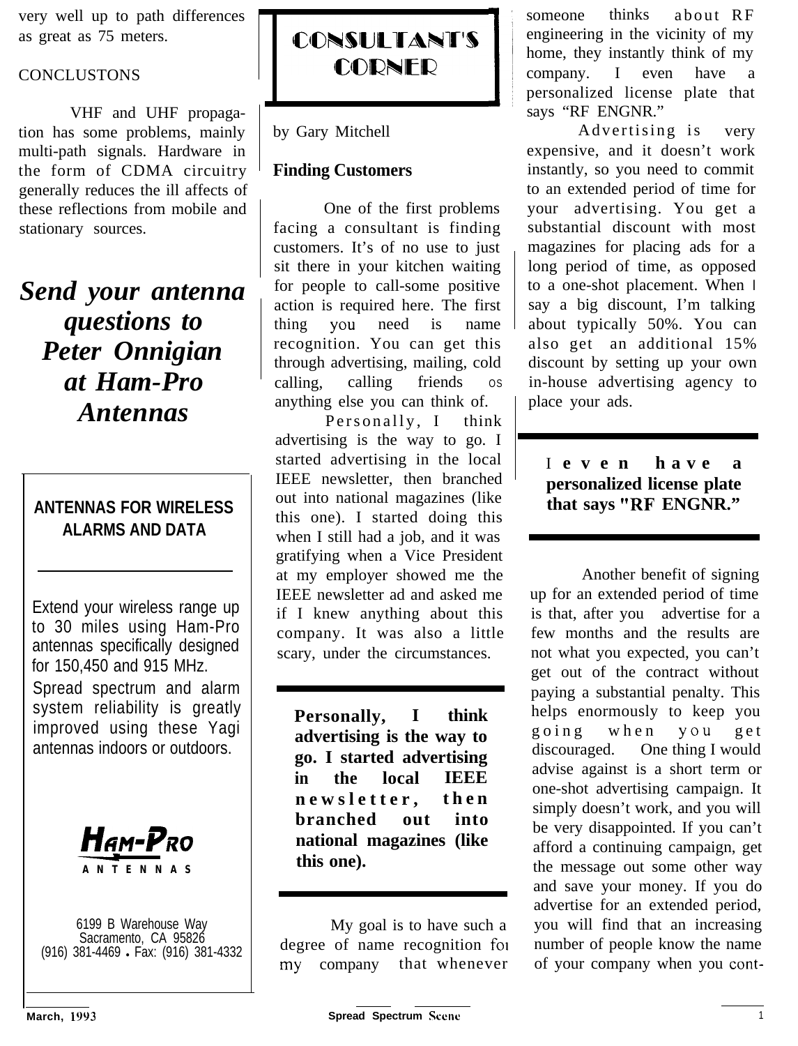very well up to path differences as great as 75 meters.

CONCLUSTONS

VHF and UHF propagation has some problems, mainly multi-path signals. Hardware in the form of CDMA circuitry generally reduces the ill affects of these reflections from mobile and stationary sources.

***Send your antenna questions to Peter Onnigian at Ham-Pro Antennas***

**ANTENNAS FOR WIRELESS ALARMS AND DATA**

Extend your wireless range up to 30 miles using Ham-Pro antennas specifically designed for 150,450 and 915 MHz. Spread spectrum and alarm system reliability is greatly improved using these Yagi antennas indoors or outdoors.

**HAM-PRO ANTENNAS**

6199 B Warehouse Way
Sacramento, CA 95826
(916) 381-4469 • Fax: (916) 381-4332

# CONSULTANT'S CORNER

by Gary Mitchell

## Finding Customers

One of the first problems facing a consultant is finding customers. It's of no use to just sit there in your kitchen waiting for people to call-some positive action is required here. The first thing you need is name recognition. You can get this through advertising, mailing, cold calling, calling friends os anything else you can think of.

Personally, I think advertising is the way to go. I started advertising in the local IEEE newsletter, then branched out into national magazines (like this one). I started doing this when I still had a job, and it was gratifying when a Vice President at my employer showed me the IEEE newsletter ad and asked me if I knew anything about this company. It was also a little scary, under the circumstances.

**Personally, I think advertising is the way to go. I started advertising in the local IEEE newsletter, then branched out into national magazines (like this one).**

My goal is to have such a degree of name recognition for my company that whenever someone thinks about RF engineering in the vicinity of my home, they instantly think of my company. I even have a personalized license plate that says "RF ENGNR."

Advertising is very expensive, and it doesn't work instantly, so you need to commit to an extended period of time for your advertising. You get a substantial discount with most magazines for placing ads for a long period of time, as opposed to a one-shot placement. When I say a big discount, I'm talking about typically 50%. You can also get an additional 15% discount by setting up your own in-house advertising agency to place your ads.

**I even have a personalized license plate that says "RF ENGNR."**

Another benefit of signing up for an extended period of time is that, after you advertise for a few months and the results are not what you expected, you can't get out of the contract without paying a substantial penalty. This helps enormously to keep you going when you get discouraged. One thing I would advise against is a short term or one-shot advertising campaign. It simply doesn't work, and you will be very disappointed. If you can't afford a continuing campaign, get the message out some other way and save your money. If you do advertise for an extended period, you will find that an increasing number of people know the name of your company when you cont-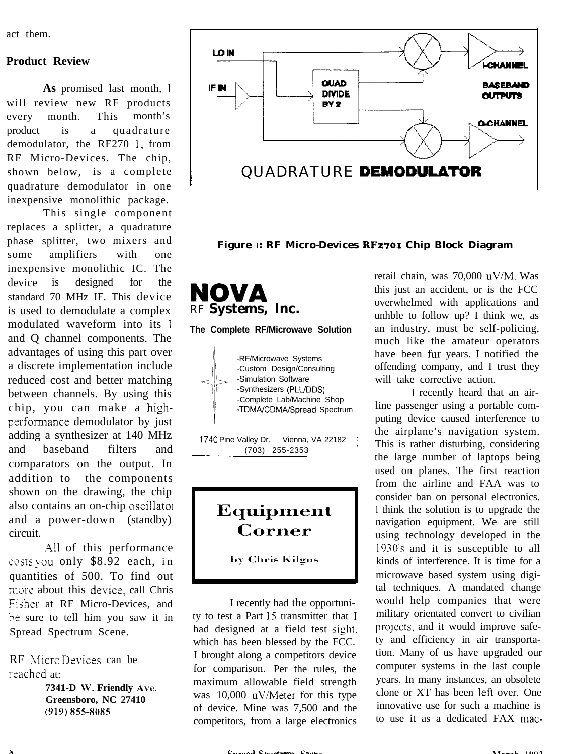act them.

## Product Review

**As** promised last month, I will review new RF products every month. This month's product is a quadrature demodulator, the RF2701, from RF Micro-Devices. The chip, shown below, is a complete quadrature demodulator in one inexpensive monolithic package.

This single component replaces a splitter, a quadrature phase splitter, two mixers and some amplifiers with one inexpensive monolithic IC. The device is designed for the standard 70 MHz IF. This device is used to demodulate a complex modulated waveform into its I and Q channel components. The advantages of using this part over a discrete implementation include reduced cost and better matching between channels. By using this chip, you can make a high-performance demodulator by just adding a synthesizer at 140 MHz and baseband filters and comparators on the output. In addition to the components shown on the drawing, the chip also contains an on-chip oscillator and a power-down (standby) circuit.

All of this performance costs you only $8.92 each, in quantities of 500. To find out more about this device, call Chris Fisher at RF Micro-Devices, and be sure to tell him you saw it in Spread Spectrum Scene.

RF Micro Devices can be reached at:

**7341-D W. Friendly Ave.**
**Greensboro, NC 27410**
**(919) 855-8085**

LO IN

IF IN

QUAD DIVIDE BY 2

I-CHANNEL

BASEBAND OUTPUTS

Q-CHANNEL

QUADRATURE **DEMODULATOR**

**Figure 1: RF Micro-Devices RF2701 Chip Block Diagram**

**NOVA**
RF **Systems, Inc.**

**The Complete RF/Microwave Solution**

- -RF/Microwave Systems
- -Custom Design/Consulting
- -Simulation Software
- -Synthesizers (PLL/DDS)
- -Complete Lab/Machine Shop
- -TDMA/CDMA/Spread Spectrum

1740 Pine Valley Dr. Vienna, VA 22182
(703) 255-2353

## Equipment Corner

by Chris Kilgus

I recently had the opportunity to test a Part 15 transmitter that I had designed at a field test sight, which has been blessed by the FCC. I brought along a competitors device for comparison. Per the rules, the maximum allowable field strength was 10,000 uV/Meter for this type of device. Mine was 7,500 and the competitors, from a large electronics retail chain, was 70,000 uV/M. Was this just an accident, or is the FCC overwhelmed with applications and unhble to follow up? I think we, as an industry, must be self-policing, much like the amateur operators have been fur years. I notified the offending company, and I trust they will take corrective action.

I recently heard that an air-line passenger using a portable computing device caused interference to the airplane's navigation system. This is rather disturbing, considering the large number of laptops being used on planes. The first reaction from the airline and FAA was to consider ban on personal electronics. I think the solution is to upgrade the navigation equipment. We are still using technology developed in the 1930's and it is susceptible to all kinds of interference. It is time for a microwave based system using digital techniques. A mandated change would help companies that were military orientated convert to civilian projects, and it would improve safety and efficiency in air transportation. Many of us have upgraded our computer systems in the last couple years. In many instances, an obsolete clone or XT has been left over. One innovative use for such a machine is to use it as a dedicated FAX mac-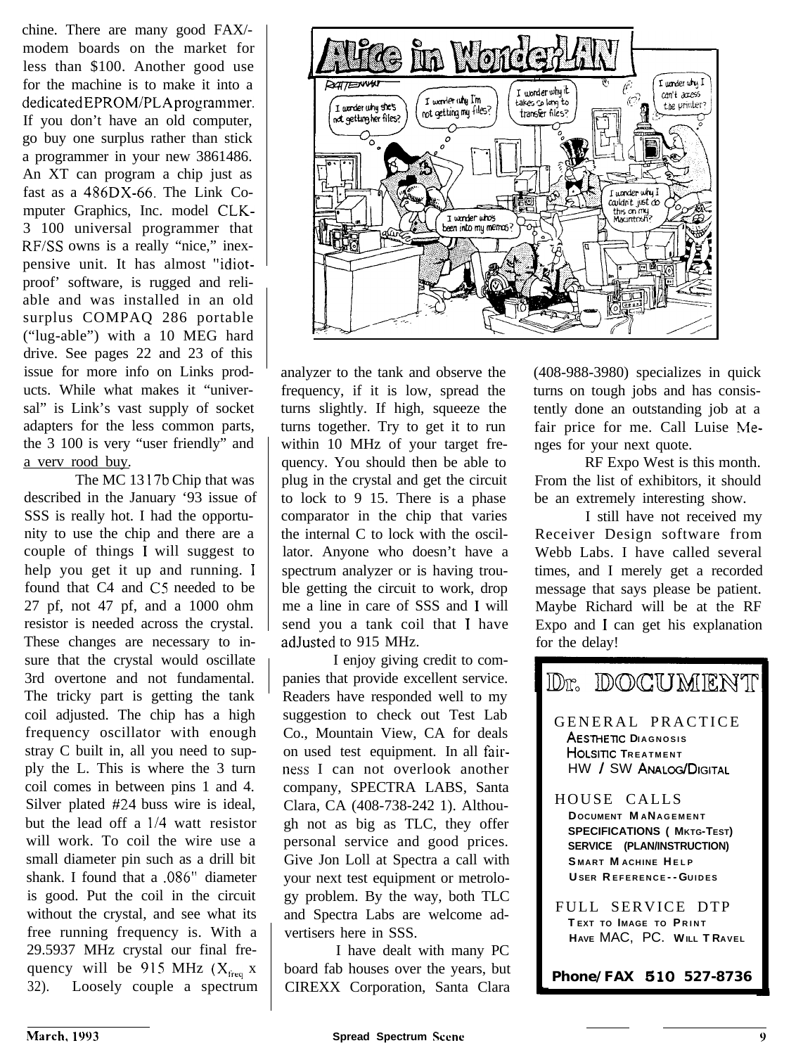chine. There are many good FAX/-modem boards on the market for less than $100. Another good use for the machine is to make it into a dedicated EPROM/PLA programmer. If you don't have an old computer, go buy one surplus rather than stick a programmer in your new 3861486. An XT can program a chip just as fast as a 486DX-66. The Link Computer Graphics, Inc. model CLK-3 100 universal programmer that RF/SS owns is a really "nice," inexpensive unit. It has almost "idiot-proof' software, is rugged and reliable and was installed in an old surplus COMPAQ 286 portable ("lug-able") with a 10 MEG hard drive. See pages 22 and 23 of this issue for more info on Links products. While what makes it "universal" is Link's vast supply of socket adapters for the less common parts, the 3 100 is very "user friendly" and a verv rood buy.

The MC 1317b Chip that was described in the January '93 issue of SSS is really hot. I had the opportunity to use the chip and there are a couple of things I will suggest to help you get it up and running. I found that C4 and C5 needed to be 27 pf, not 47 pf, and a 1000 ohm resistor is needed across the crystal. These changes are necessary to insure that the crystal would oscillate 3rd overtone and not fundamental. The tricky part is getting the tank coil adjusted. The chip has a high frequency oscillator with enough stray C built in, all you need to supply the L. This is where the 3 turn coil comes in between pins 1 and 4. Silver plated #24 buss wire is ideal, but the lead off a 1/4 watt resistor will work. To coil the wire use a small diameter pin such as a drill bit shank. I found that a .086" diameter is good. Put the coil in the circuit without the crystal, and see what its free running frequency is. With a 29.5937 MHz crystal our final frequency will be 915 MHz ($X_{freq}$ x 32). Loosely couple a spectrum analyzer to the tank and observe the frequency, if it is low, spread the turns slightly. If high, squeeze the turns together. Try to get it to run within 10 MHz of your target frequency. You should then be able to plug in the crystal and get the circuit to lock to 9 15. There is a phase comparator in the chip that varies the internal C to lock with the oscillator. Anyone who doesn't have a spectrum analyzer or is having trouble getting the circuit to work, drop me a line in care of SSS and I will send you a tank coil that I have adJusted to 915 MHz.

I enjoy giving credit to companies that provide excellent service. Readers have responded well to my suggestion to check out Test Lab Co., Mountain View, CA for deals on used test equipment. In all fairness I can not overlook another company, SPECTRA LABS, Santa Clara, CA (408-738-242 1). Although not as big as TLC, they offer personal service and good prices. Give Jon Loll at Spectra a call with your next test equipment or metrology problem. By the way, both TLC and Spectra Labs are welcome advertisers here in SSS.

I have dealt with many PC board fab houses over the years, but CIREXX Corporation, Santa Clara (408-988-3980) specializes in quick turns on tough jobs and has consistently done an outstanding job at a fair price for me. Call Luise Menges for your next quote.

RF Expo West is this month. From the list of exhibitors, it should be an extremely interesting show.

I still have not received my Receiver Design software from Webb Labs. I have called several times, and I merely get a recorded message that says please be patient. Maybe Richard will be at the RF Expo and I can get his explanation for the delay!

# Dr. DOCUMENT

GENERAL PRACTICE
AESTHETIC DIAGNOSIS
HOLSITIC TREATMENT
HW / SW ANALOG/DIGITAL

HOUSE CALLS
DOCUMENT MANAGEMENT
SPECIFICATIONS ( MKTG-TEST)
SERVICE (PLAN/INSTRUCTION)
SMART MACHINE HELP
USER REFERENCE--GUIDES

FULL SERVICE DTP
TEXT TO IMAGE TO PRINT
HAVE MAC, PC. WILL TRAVEL

**Phone/FAX 510 527-8736**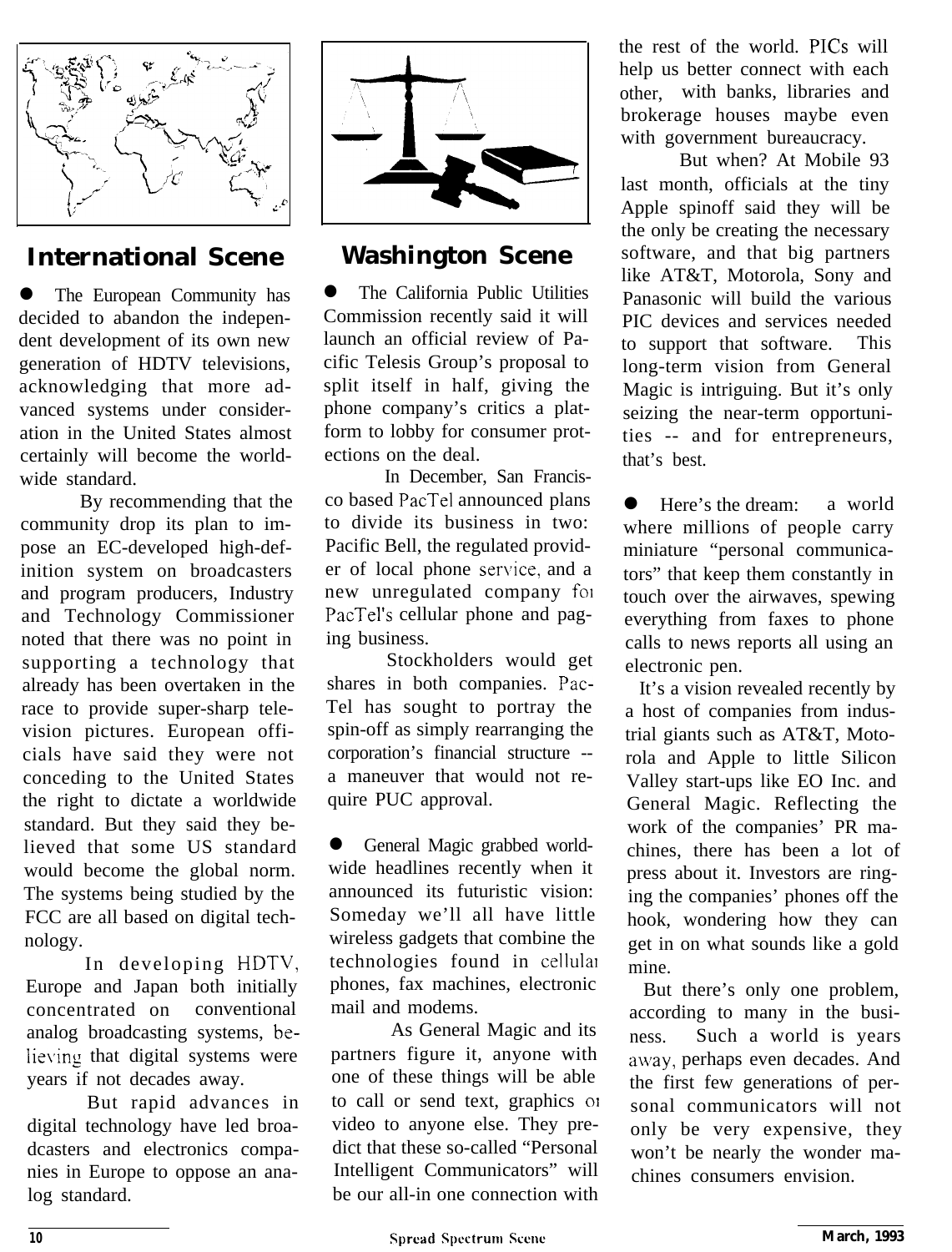## International Scene

- The European Community has decided to abandon the independent development of its own new generation of HDTV televisions, acknowledging that more advanced systems under consideration in the United States almost certainly will become the worldwide standard.

By recommending that the community drop its plan to impose an EC-developed high-definition system on broadcasters and program producers, Industry and Technology Commissioner noted that there was no point in supporting a technology that already has been overtaken in the race to provide super-sharp television pictures. European officials have said they were not conceding to the United States the right to dictate a worldwide standard. But they said they believed that some US standard would become the global norm. The systems being studied by the FCC are all based on digital technology.

In developing HDTV, Europe and Japan both initially concentrated on conventional analog broadcasting systems, believing that digital systems were years if not decades away.

But rapid advances in digital technology have led broadcasters and electronics companies in Europe to oppose an analog standard.

## Washington Scene

- The California Public Utilities Commission recently said it will launch an official review of Pacific Telesis Group's proposal to split itself in half, giving the phone company's critics a platform to lobby for consumer protections on the deal.

In December, San Francisco based PacTel announced plans to divide its business in two: Pacific Bell, the regulated provider of local phone service, and a new unregulated company for PacTel's cellular phone and paging business.

Stockholders would get shares in both companies. PacTel has sought to portray the spin-off as simply rearranging the corporation's financial structure -- a maneuver that would not require PUC approval.

- General Magic grabbed worldwide headlines recently when it announced its futuristic vision: Someday we'll all have little wireless gadgets that combine the technologies found in cellular phones, fax machines, electronic mail and modems.

As General Magic and its partners figure it, anyone with one of these things will be able to call or send text, graphics or video to anyone else. They predict that these so-called "Personal Intelligent Communicators" will be our all-in one connection with the rest of the world. PICs will help us better connect with each other, with banks, libraries and brokerage houses maybe even with government bureaucracy.

But when? At Mobile 93 last month, officials at the tiny Apple spinoff said they will be the only be creating the necessary software, and that big partners like AT&T, Motorola, Sony and Panasonic will build the various PIC devices and services needed to support that software. This long-term vision from General Magic is intriguing. But it's only seizing the near-term opportunities -- and for entrepreneurs, that's best.

- Here's the dream: a world where millions of people carry miniature "personal communicators" that keep them constantly in touch over the airwaves, spewing everything from faxes to phone calls to news reports all using an electronic pen.

It's a vision revealed recently by a host of companies from industrial giants such as AT&T, Motorola and Apple to little Silicon Valley start-ups like EO Inc. and General Magic. Reflecting the work of the companies' PR machines, there has been a lot of press about it. Investors are ringing the companies' phones off the hook, wondering how they can get in on what sounds like a gold mine.

But there's only one problem, according to many in the business. Such a world is years away, perhaps even decades. And the first few generations of personal communicators will not only be very expensive, they won't be nearly the wonder machines consumers envision.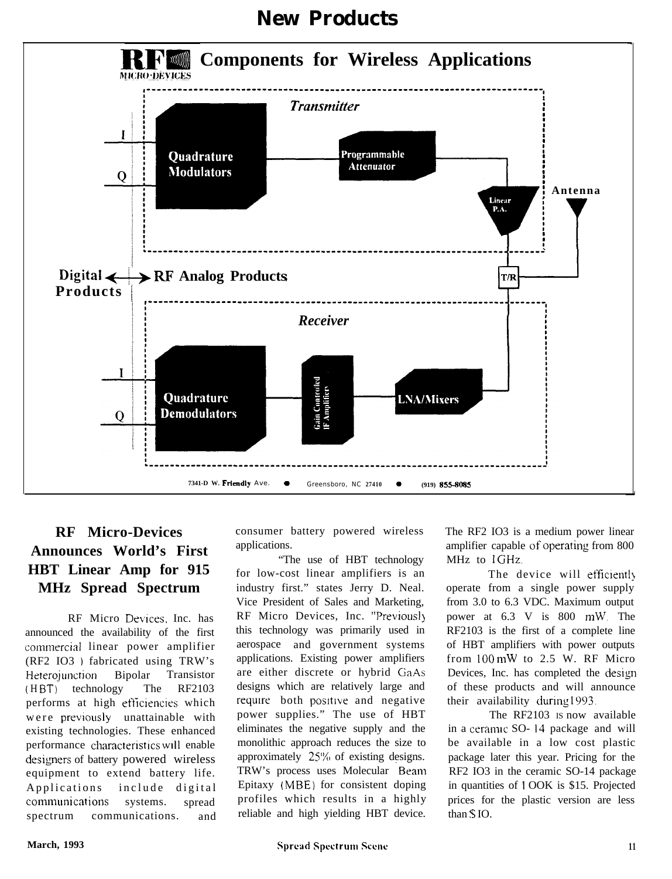# New Products

**RF MICRO-DEVICES** Components for Wireless Applications

*Transmitter*

I

Q

Quadrature Modulators

Programmable Attenuator

Linear P.A.

Antenna

Digital Products ↔ RF Analog Products

T/R

*Receiver*

I

Q

Quadrature Demodulators

Gain Controlled IF Amplifiers

LNA/Mixers

7341-D W. Friendly Ave. • Greensboro, NC 27410 • (919) 855-8085

## RF Micro-Devices Announces World's First HBT Linear Amp for 915 MHz Spread Spectrum

RF Micro Devices, Inc. has announced the availability of the first commercial linear power amplifier (RF2 IO3 ) fabricated using TRW's Heterojunction Bipolar Transistor (HBT) technology The RF2103 performs at high efficiencies which were previously unattainable with existing technologies. These enhanced performance characteristics will enable designers of battery powered wireless equipment to extend battery life. Applications include digital communications systems. spread spectrum communications. and consumer battery powered wireless applications.

"The use of HBT technology for low-cost linear amplifiers is an industry first." states Jerry D. Neal. Vice President of Sales and Marketing, RF Micro Devices, Inc. "Previously this technology was primarily used in aerospace and government systems applications. Existing power amplifiers are either discrete or hybrid GaAs designs which are relatively large and require both positive and negative power supplies." The use of HBT eliminates the negative supply and the monolithic approach reduces the size to approximately 25% of existing designs. TRW's process uses Molecular Beam Epitaxy (MBE) for consistent doping profiles which results in a highly reliable and high yielding HBT device. The RF2 IO3 is a medium power linear amplifier capable of operating from 800 MHz to 1GHz.

The device will efficiently operate from a single power supply from 3.0 to 6.3 VDC. Maximum output power at 6.3 V is 800 mW. The RF2103 is the first of a complete line of HBT amplifiers with power outputs from 100 mW to 2.5 W. RF Micro Devices, Inc. has completed the design of these products and will announce their availability during 1993.

The RF2103 is now available in a ceramic SO- 14 package and will be available in a low cost plastic package later this year. Pricing for the RF2 IO3 in the ceramic SO-14 package in quantities of 1 OOK is $15. Projected prices for the plastic version are less than $ IO.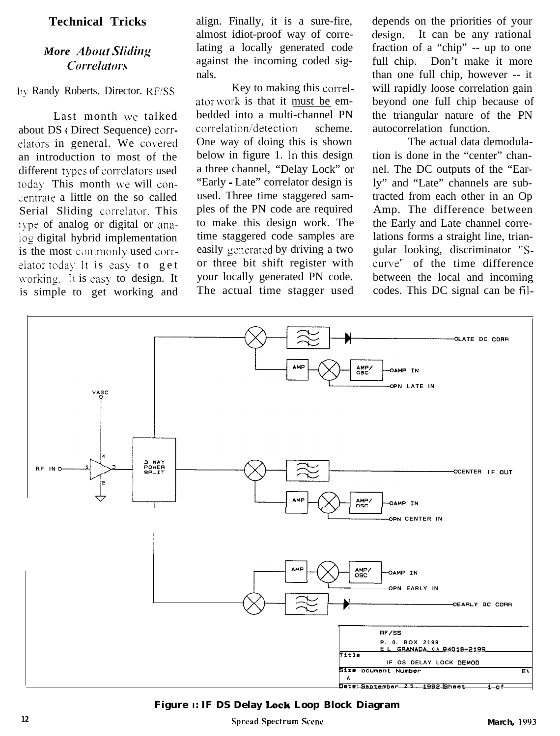## Technical Tricks

### *More About Sliding Correlators*

by Randy Roberts. Director. RF/SS

Last month we talked about DS ( Direct Sequence) correlators in general. We covered an introduction to most of the different types of correlators used today. This month we will concentrate a little on the so called Serial Sliding correlator. This type of analog or digital or analog digital hybrid implementation is the most commonly used correlator today. It is easy to get working. It is easy to design. It is simple to get working and align. Finally, it is a sure-fire, almost idiot-proof way of correlating a locally generated code against the incoming coded signals.

Key to making this correlator work is that it must be embedded into a multi-channel PN correlation/detection scheme. One way of doing this is shown below in figure 1. In this design a three channel, "Delay Lock" or "Early - Late" correlator design is used. Three time staggered samples of the PN code are required to make this design work. The time staggered code samples are easily generated by driving a two or three bit shift register with your locally generated PN code. The actual time stagger used depends on the priorities of your design. It can be any rational fraction of a "chip" -- up to one full chip. Don't make it more than one full chip, however -- it will rapidly loose correlation gain beyond one full chip because of the triangular nature of the PN autocorrelation function.

The actual data demodulation is done in the "center" channel. The DC outputs of the "Early" and "Late" channels are subtracted from each other in an Op Amp. The difference between the Early and Late channel correlations forms a straight line, triangular looking, discriminator "S-curve" of the time difference between the local and incoming codes. This DC signal can be fil-

**Figure 1: IF DS Delay Lock Loop Block Diagram**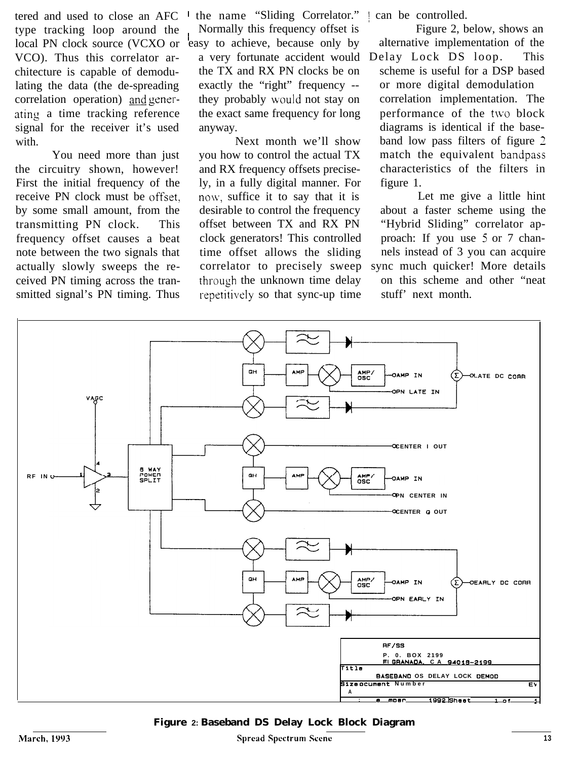tered and used to close an AFC type tracking loop around the local PN clock source (VCXO or VCO). Thus this correlator architecture is capable of demodulating the data (the de-spreading correlation operation) and generating a time tracking reference signal for the receiver it's used with.

You need more than just the circuitry shown, however! First the initial frequency of the receive PN clock must be offset, by some small amount, from the transmitting PN clock. This frequency offset causes a beat note between the two signals that actually slowly sweeps the received PN timing across the transmitted signal's PN timing. Thus the name "Sliding Correlator."

Normally this frequency offset is easy to achieve, because only by a very fortunate accident would the TX and RX PN clocks be on exactly the "right" frequency -- they probably would not stay on the exact same frequency for long anyway.

Next month we'll show you how to control the actual TX and RX frequency offsets precisely, in a fully digital manner. For now, suffice it to say that it is desirable to control the frequency offset between TX and RX PN clock generators! This controlled time offset allows the sliding correlator to precisely sweep through the unknown time delay repetitively so that sync-up time can be controlled.

Figure 2, below, shows an alternative implementation of the Delay Lock DS loop. This scheme is useful for a DSP based or more digital demodulation correlation implementation. The performance of the two block diagrams is identical if the baseband low pass filters of figure 2 match the equivalent bandpass characteristics of the filters in figure 1.

Let me give a little hint about a faster scheme using the "Hybrid Sliding" correlator approach: If you use 5 or 7 channels instead of 3 you can acquire sync much quicker! More details on this scheme and other "neat stuff' next month.

**Figure 2: Baseband DS Delay Lock Block Diagram**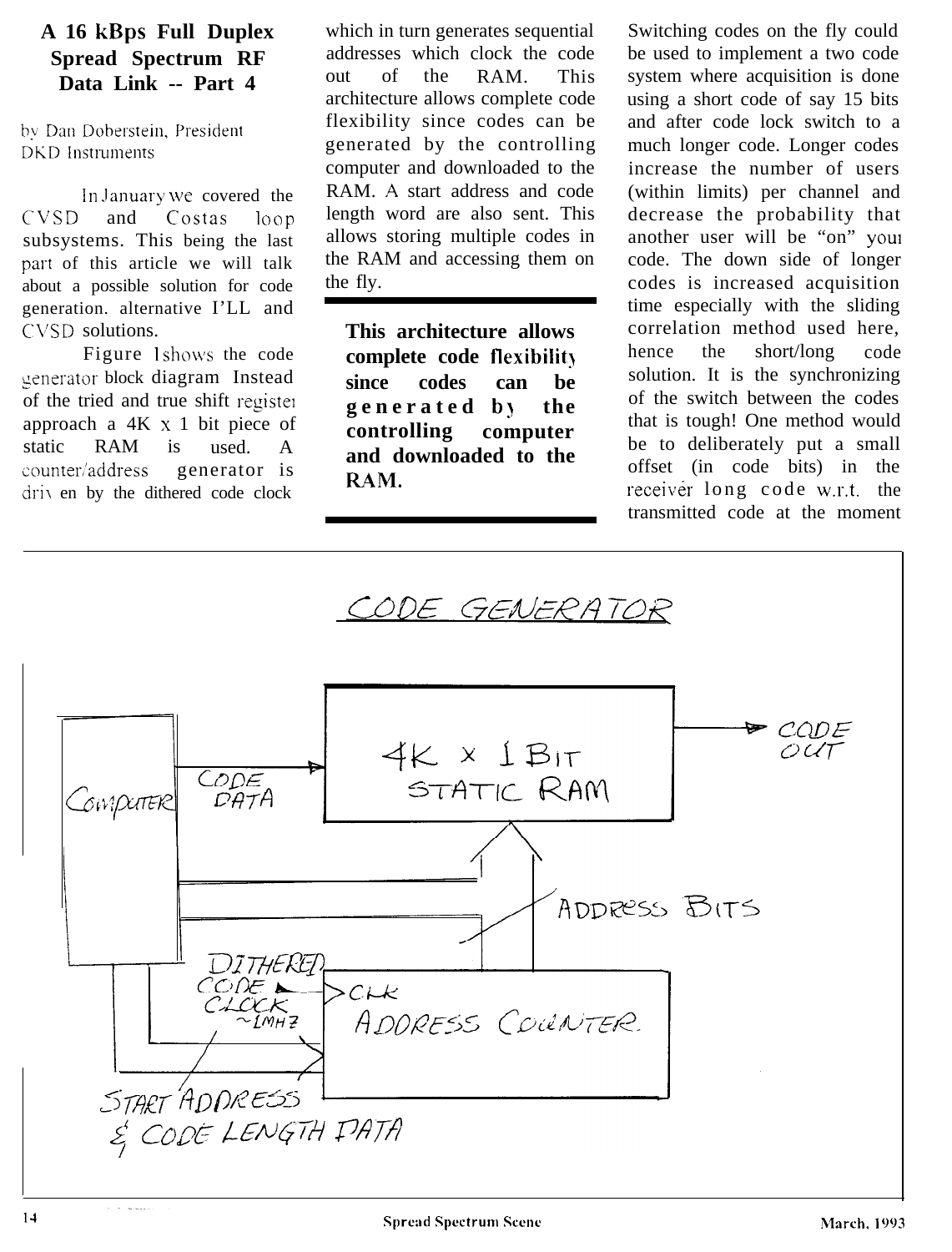# A 16 kBps Full Duplex Spread Spectrum RF Data Link -- Part 4

by Dan Doberstein, President
DKD Instruments

In January we covered the CVSD and Costas loop subsystems. This being the last part of this article we will talk about a possible solution for code generation. alternative I'LL and CVSD solutions.

Figure 1 shows the code generator block diagram Instead of the tried and true shift register approach a 4K x 1 bit piece of static RAM is used. A counter/address generator is driven by the dithered code clock which in turn generates sequential addresses which clock the code out of the RAM. This architecture allows complete code flexibility since codes can be generated by the controlling computer and downloaded to the RAM. A start address and code length word are also sent. This allows storing multiple codes in the RAM and accessing them on the fly.

**This architecture allows complete code flexibility since codes can be generated by the controlling computer and downloaded to the RAM.**

Switching codes on the fly could be used to implement a two code system where acquisition is done using a short code of say 15 bits and after code lock switch to a much longer code. Longer codes increase the number of users (within limits) per channel and decrease the probability that another user will be "on" your code. The down side of longer codes is increased acquisition time especially with the sliding correlation method used here, hence the short/long code solution. It is the synchronizing of the switch between the codes that is tough! One method would be to deliberately put a small offset (in code bits) in the receiver long code w.r.t. the transmitted code at the moment

CODE GENERATOR

COMPUTER — CODE DATA → 4K x 1 BIT STATIC RAM → CODE OUT

ADDRESS BITS

DITHERED CODE CLOCK ~1MHZ → CLK ADDRESS COUNTER

START ADDRESS & CODE LENGTH DATA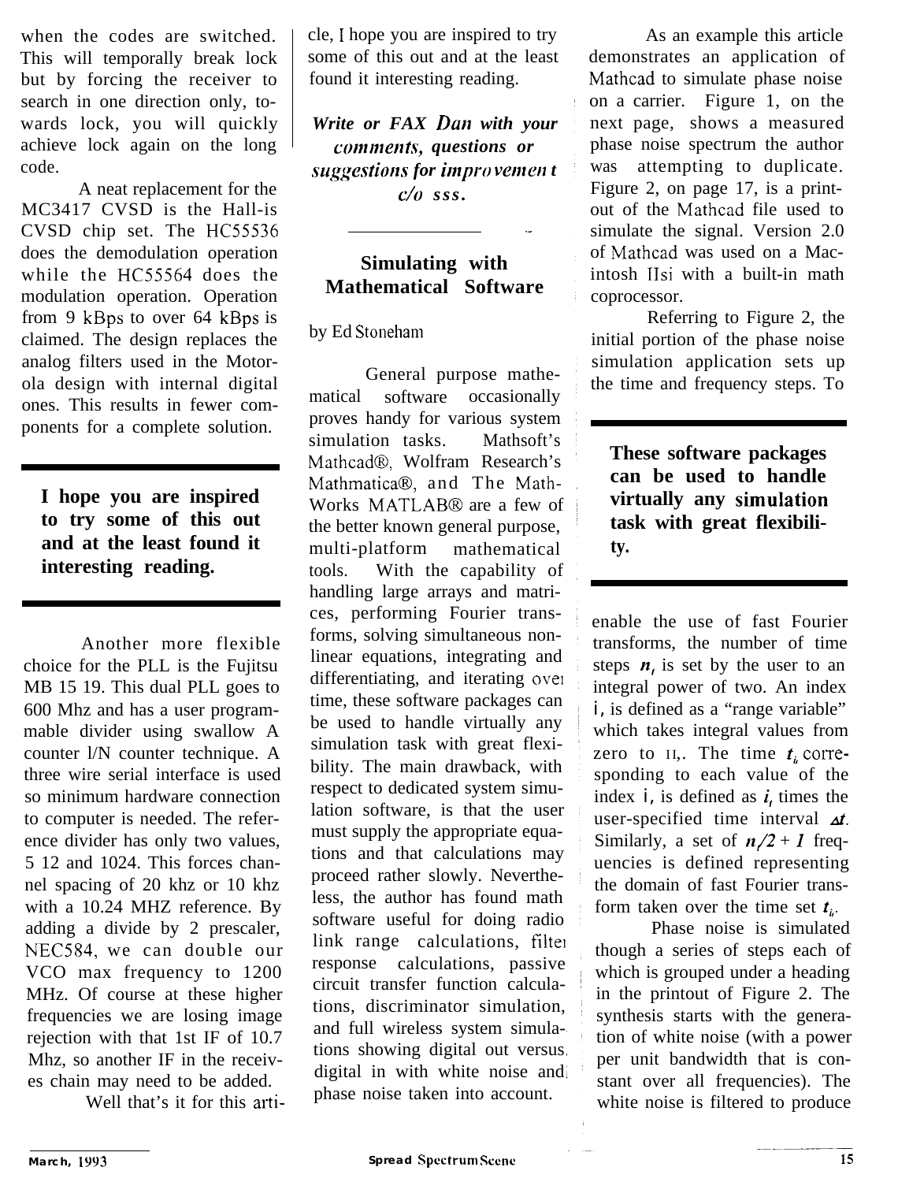when the codes are switched. This will temporally break lock but by forcing the receiver to search in one direction only, towards lock, you will quickly achieve lock again on the long code.

A neat replacement for the MC3417 CVSD is the Hall-is CVSD chip set. The HC55536 does the demodulation operation while the HC55564 does the modulation operation. Operation from 9 kBps to over 64 kBps is claimed. The design replaces the analog filters used in the Motorola design with internal digital ones. This results in fewer components for a complete solution.

**I hope you are inspired to try some of this out and at the least found it interesting reading.**

Another more flexible choice for the PLL is the Fujitsu MB 15 19. This dual PLL goes to 600 Mhz and has a user programmable divider using swallow A counter l/N counter technique. A three wire serial interface is used so minimum hardware connection to computer is needed. The reference divider has only two values, 5 12 and 1024. This forces channel spacing of 20 khz or 10 khz with a 10.24 MHZ reference. By adding a divide by 2 prescaler, NEC584, we can double our VCO max frequency to 1200 MHz. Of course at these higher frequencies we are losing image rejection with that 1st IF of 10.7 Mhz, so another IF in the receives chain may need to be added.

Well that's it for this article, I hope you are inspired to try some of this out and at the least found it interesting reading.

***Write or FAX Dan with your comments, questions or suggestions for improvement c/o sss.***

## Simulating with Mathematical Software

by Ed Stoneham

General purpose mathematical software occasionally proves handy for various system simulation tasks. Mathsoft's Mathcad®, Wolfram Research's Mathmatica®, and The MathWorks MATLAB® are a few of the better known general purpose, multi-platform mathematical tools. With the capability of handling large arrays and matrices, performing Fourier transforms, solving simultaneous nonlinear equations, integrating and differentiating, and iterating over time, these software packages can be used to handle virtually any simulation task with great flexibility. The main drawback, with respect to dedicated system simulation software, is that the user must supply the appropriate equations and that calculations may proceed rather slowly. Nevertheless, the author has found math software useful for doing radio link range calculations, filter response calculations, passive circuit transfer function calculations, discriminator simulation, and full wireless system simulations showing digital out versus digital in with white noise and phase noise taken into account.

As an example this article demonstrates an application of Mathcad to simulate phase noise on a carrier. Figure 1, on the next page, shows a measured phase noise spectrum the author was attempting to duplicate. Figure 2, on page 17, is a printout of the Mathcad file used to simulate the signal. Version 2.0 of Mathcad was used on a Macintosh IIsi with a built-in math coprocessor.

Referring to Figure 2, the initial portion of the phase noise simulation application sets up the time and frequency steps. To enable the use of fast Fourier transforms, the number of time steps $n_t$ is set by the user to an integral power of two. An index i, is defined as a "range variable" which takes integral values from zero to $n_t$. The time $t_i$ corresponding to each value of the index i, is defined as $i_t$ times the user-specified time interval $\Delta t$. Similarly, a set of $n_t/2 + 1$ frequencies is defined representing the domain of fast Fourier transform taken over the time set $t_i$.

**These software packages can be used to handle virtually any simulation task with great flexibility.**

Phase noise is simulated though a series of steps each of which is grouped under a heading in the printout of Figure 2. The synthesis starts with the generation of white noise (with a power per unit bandwidth that is constant over all frequencies). The white noise is filtered to produce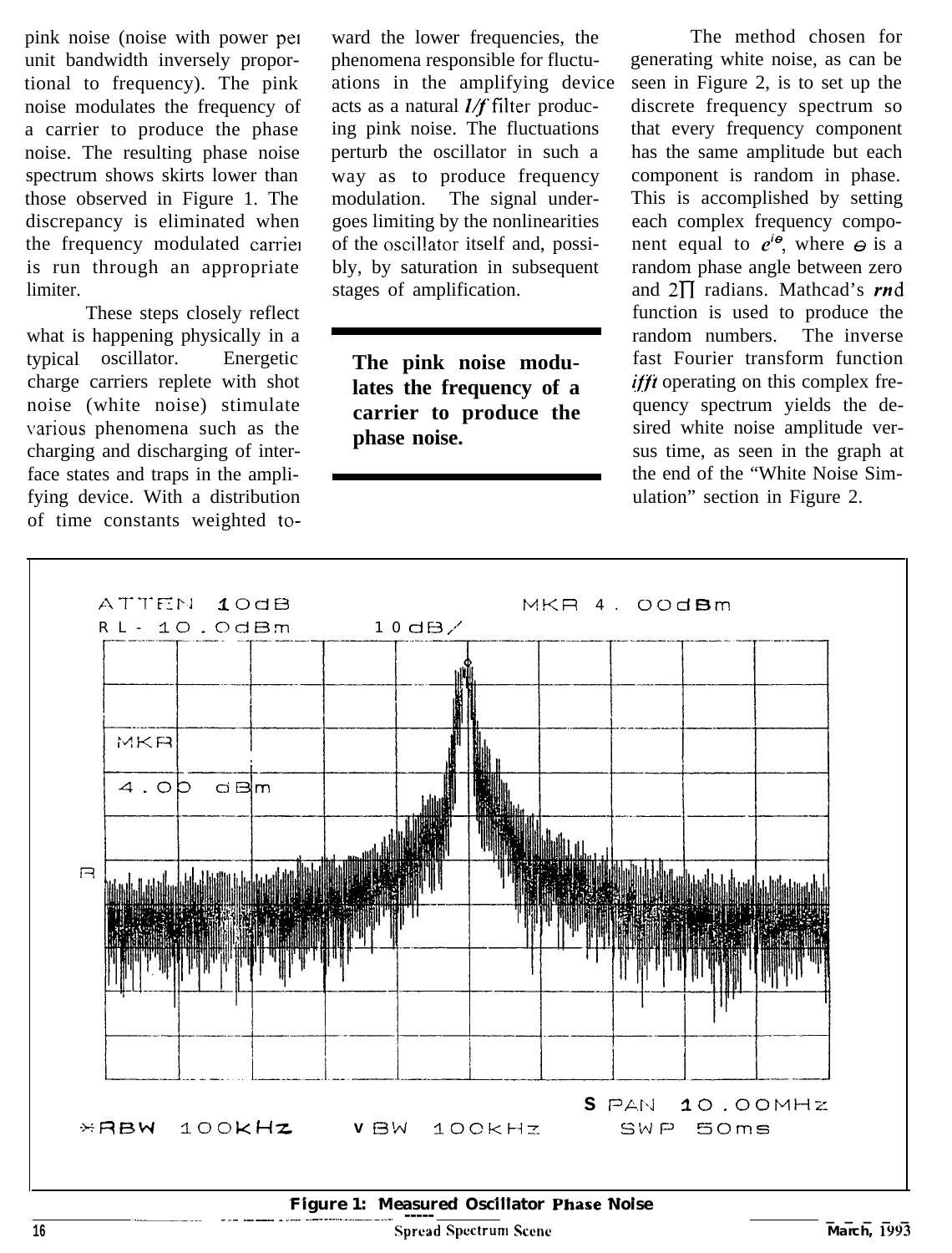pink noise (noise with power per unit bandwidth inversely proportional to frequency). The pink noise modulates the frequency of a carrier to produce the phase noise. The resulting phase noise spectrum shows skirts lower than those observed in Figure 1. The discrepancy is eliminated when the frequency modulated carrier is run through an appropriate limiter.

These steps closely reflect what is happening physically in a typical oscillator. Energetic charge carriers replete with shot noise (white noise) stimulate various phenomena such as the charging and discharging of interface states and traps in the amplifying device. With a distribution of time constants weighted toward the lower frequencies, the phenomena responsible for fluctuations in the amplifying device acts as a natural ***1/f*** filter producing pink noise. The fluctuations perturb the oscillator in such a way as to produce frequency modulation. The signal undergoes limiting by the nonlinearities of the oscillator itself and, possibly, by saturation in subsequent stages of amplification.

**The pink noise modulates the frequency of a carrier to produce the phase noise.**

The method chosen for generating white noise, as can be seen in Figure 2, is to set up the discrete frequency spectrum so that every frequency component has the same amplitude but each component is random in phase. This is accomplished by setting each complex frequency component equal to $e^{i\theta}$, where $\theta$ is a random phase angle between zero and $2\Pi$ radians. Mathcad's ***rnd*** function is used to produce the random numbers. The inverse fast Fourier transform function ***ifft*** operating on this complex frequency spectrum yields the desired white noise amplitude versus time, as seen in the graph at the end of the "White Noise Simulation" section in Figure 2.

ATTEN 10dB MKR 4.00dBm
RL -10.0dBm 10dB/
MKR 4.00 dBm
SPAN 10.00MHz
\*RBW 100KHz VBW 100KHz SWP 50ms

**Figure 1: Measured Oscillator Phase Noise**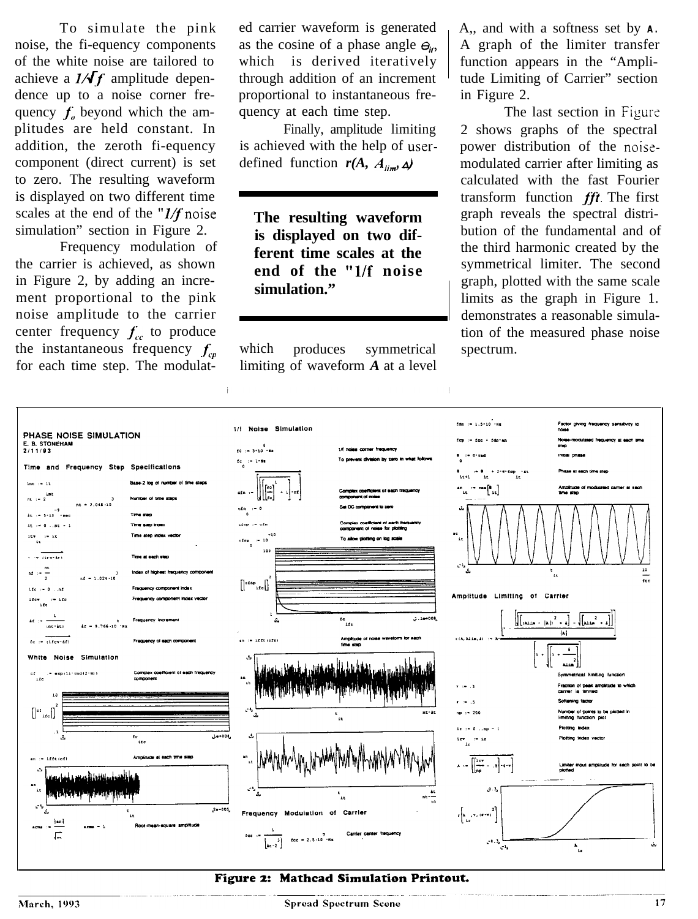To simulate the pink noise, the frequency components of the white noise are tailored to achieve a $1/\sqrt{f}$ amplitude dependence up to a noise corner frequency $f_o$ beyond which the amplitudes are held constant. In addition, the zeroth frequency component (direct current) is set to zero. The resulting waveform is displayed on two different time scales at the end of the "$1/f$ noise simulation" section in Figure 2.

Frequency modulation of the carrier is achieved, as shown in Figure 2, by adding an increment proportional to the pink noise amplitude to the carrier center frequency $f_{cc}$ to produce the instantaneous frequency $f_{cp}$ for each time step. The modulated carrier waveform is generated as the cosine of a phase angle $\Theta_{it}$, which is derived iteratively through addition of an increment proportional to instantaneous frequency at each time step.

Finally, amplitude limiting is achieved with the help of user-defined function $r(A, A_{lim}, \Delta)$

> **The resulting waveform is displayed on two different time scales at the end of the "1/f noise simulation."**

which produces symmetrical limiting of waveform $A$ at a level $A_{lim}$, and with a softness set by $\Delta$. A graph of the limiter transfer function appears in the "Amplitude Limiting of Carrier" section in Figure 2.

The last section in Figure 2 shows graphs of the spectral power distribution of the noise-modulated carrier after limiting as calculated with the fast Fourier transform function *fft*. The first graph reveals the spectral distribution of the fundamental and of the third harmonic created by the symmetrical limiter. The second graph, plotted with the same scale limits as the graph in Figure 1, demonstrates a reasonable simulation of the measured phase noise spectrum.

**Figure 2: Mathcad Simulation Printout.**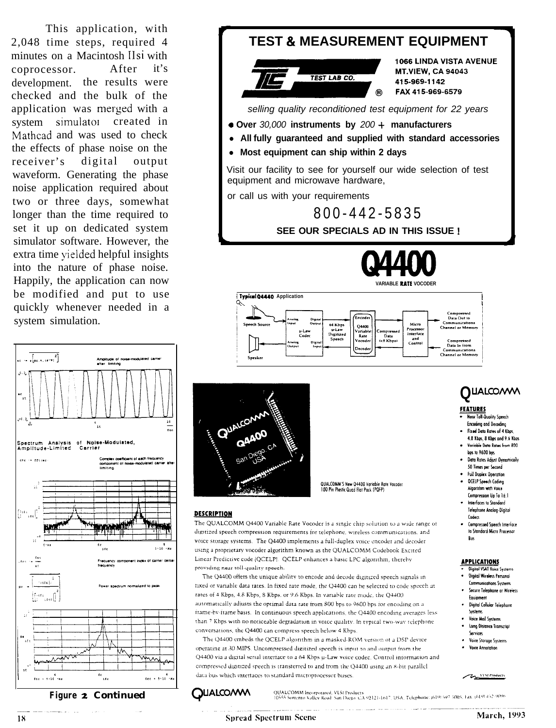This application, with 2,048 time steps, required 4 minutes on a Macintosh IIsi with coprocessor. After it's development. the results were checked and the bulk of the application was merged with a system simulator created in Mathcad and was used to check the effects of phase noise on the receiver's digital output waveform. Generating the phase noise application required about two or three days, somewhat longer than the time required to set it up on dedicated system simulator software. However, the extra time yielded helpful insights into the nature of phase noise. Happily, the application can now be modified and put to use quickly whenever needed in a system simulation.

Amplitude of noise-modulated carrier after limiting

**Spectrum Analysis of Noise-Modulated, Amplitude-Limited Carrier**

Complex coefficient of each frequency component of noise-modulated carrier after limiting

Frequency component index of carrier center frequency

Power spectrum normalized to peak

**Figure 2 Continued**

---

## TEST & MEASUREMENT EQUIPMENT

TEST LAB CO. ®

1066 LINDA VISTA AVENUE
MT.VIEW, CA 94043
415-969-1142
FAX 415-969-6579

*selling quality reconditioned test equipment for 22 years*

- **Over** *30,000* **instruments by** *200* **+ manufacturers**
- **All fully guaranteed and supplied with standard accessories**
- **Most equipment can ship within 2 days**

Visit our facility to see for yourself our wide selection of test equipment and microwave hardware,

or call us with your requirements

800-442-5835

**SEE OUR SPECIALS AD IN THIS ISSUE !**

---

# Q4400

**VARIABLE RATE VOCODER**

**Typical Q4400** Application

Speech Source — Analog Input / Digital Output — μ-Law Codec — Analog Output / Digital Input — Speaker — 64 Kbps μ-Law Digitized Speech — Encoder / Q4400 Variable Rate Vocoder / Decoder — Compressed Data (<8 Kbps) — Micro Processor Interface and Control — Compressed Data Out to Communications Channel or Memory — Compressed Data In from Communications Channel or Memory

QUALCOMM'S New Q4400 Variable Rate Vocoder
100 Pin Plastic Quad Flat Pack (PQFP)

QUALCOMM

**FEATURES**

- Near Toll-Quality Speech Encoding and Decoding
- Fixed Data Rates of 4 Kbps, 4.8 Kbps, 8 Kbps and 9.6 Kbps
- Variable Data Rates from 800 bps to 9600 bps
- Data Rates Adjust Dynamically 50 Times per Second
- Full Duplex Operation
- QCELP Speech Coding Algorithm with Voice Compression Up To 16:1
- Interfaces to Standard Telephone Analog-Digital Codecs
- Compressed Speech Interface to Standard Micro Processor Bus

**DESCRIPTION**

The QUALCOMM Q4400 Variable Rate Vocoder is a single chip solution to a wide range of digitized speech compression requirements for telephone, wireless communications, and voice storage systems. The Q4400 implements a full-duplex voice encoder and decoder using a proprietary vocoder algorithm known as the QUALCOMM Codebook Excited Linear Predictive code (QCELP). QCELP enhances a basic LPC algorithm, thereby providing near toll-quality speech.

The Q4400 offers the unique ability to encode and decode digitized speech signals in fixed or variable data rates. In fixed rate mode, the Q4400 can be selected to code speech at rates of 4 Kbps, 4.8 Kbps, 8 Kbps, or 9.6 Kbps. In variable rate mode, the Q4400 automatically adjusts the optimal data rate from 800 bps to 9600 bps for encoding on a frame-by-frame basis. In continuous speech applications, the Q4400 encoding averages less than 7 Kbps with no noticeable degradation in voice quality. In typical two-way telephone conversations, the Q4400 can compress speech below 4 Kbps.

The Q4400 embeds the QCELP algorithm in a masked-ROM version of a DSP device operating at 30 MIPS. Uncompressed digitized speech is input to and output from the Q4400 via a digital serial interface to a 64 Kbps μ-Law voice codec. Control information and compressed digitized speech is transferred to and from the Q4400 using an 8-bit parallel data bus which interfaces to standard microprocessor buses.

**APPLICATIONS**

- Digital VSAT Voice Systems
- Digital Wireless Personal Communications Systems
- Secure Telephone or Wireless Equipment
- Digital Cellular Telephone Systems
- Voice Mail Systems
- Long Distance Transcript Services
- Voice Storage Systems
- Voice Annotation

VLSI Products

QUALCOMM

QUALCOMM Incorporated, VLSI Products
10555 Sorrento Valley Road, San Diego, CA 92121-1617, USA, Telephone: (619) 597-5005, Fax: (619) 452-9096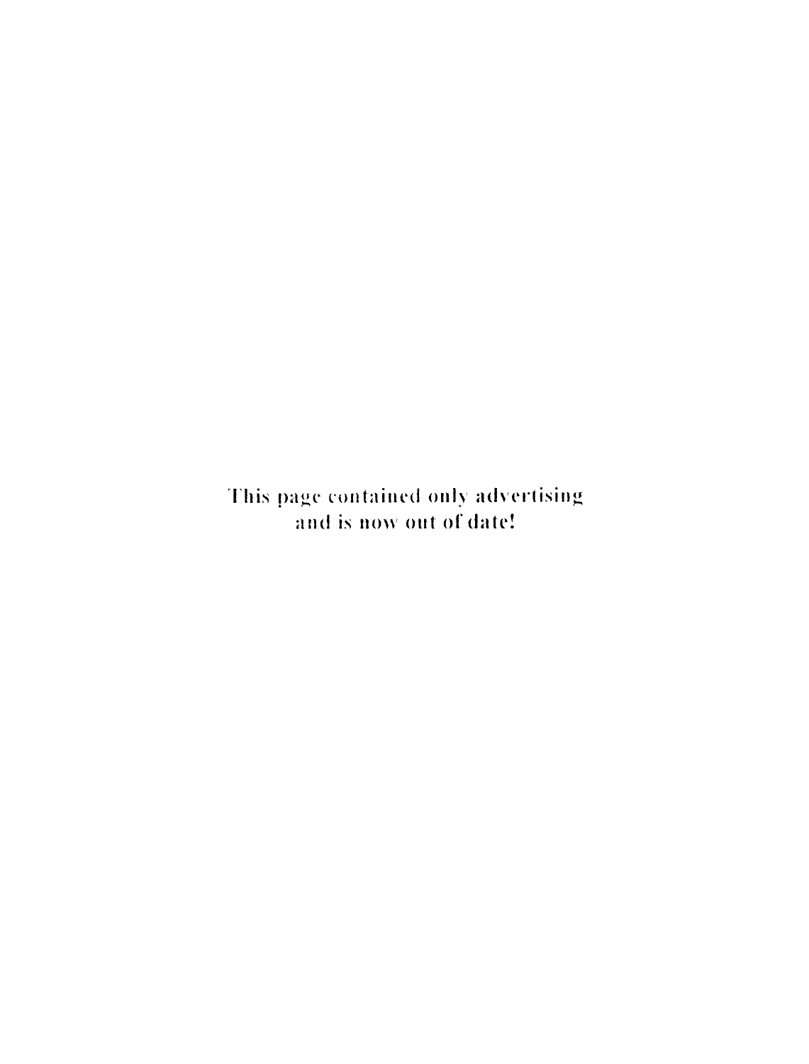This page contained only advertising
and is now out of date!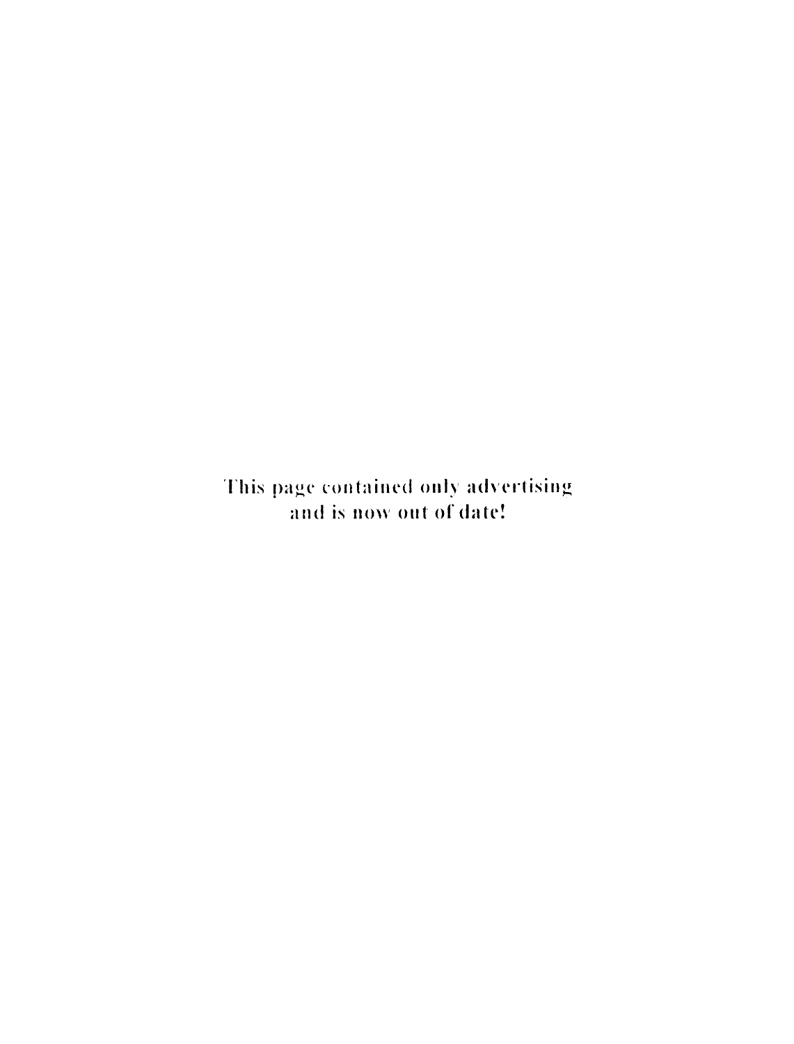This page contained only advertising
and is now out of date!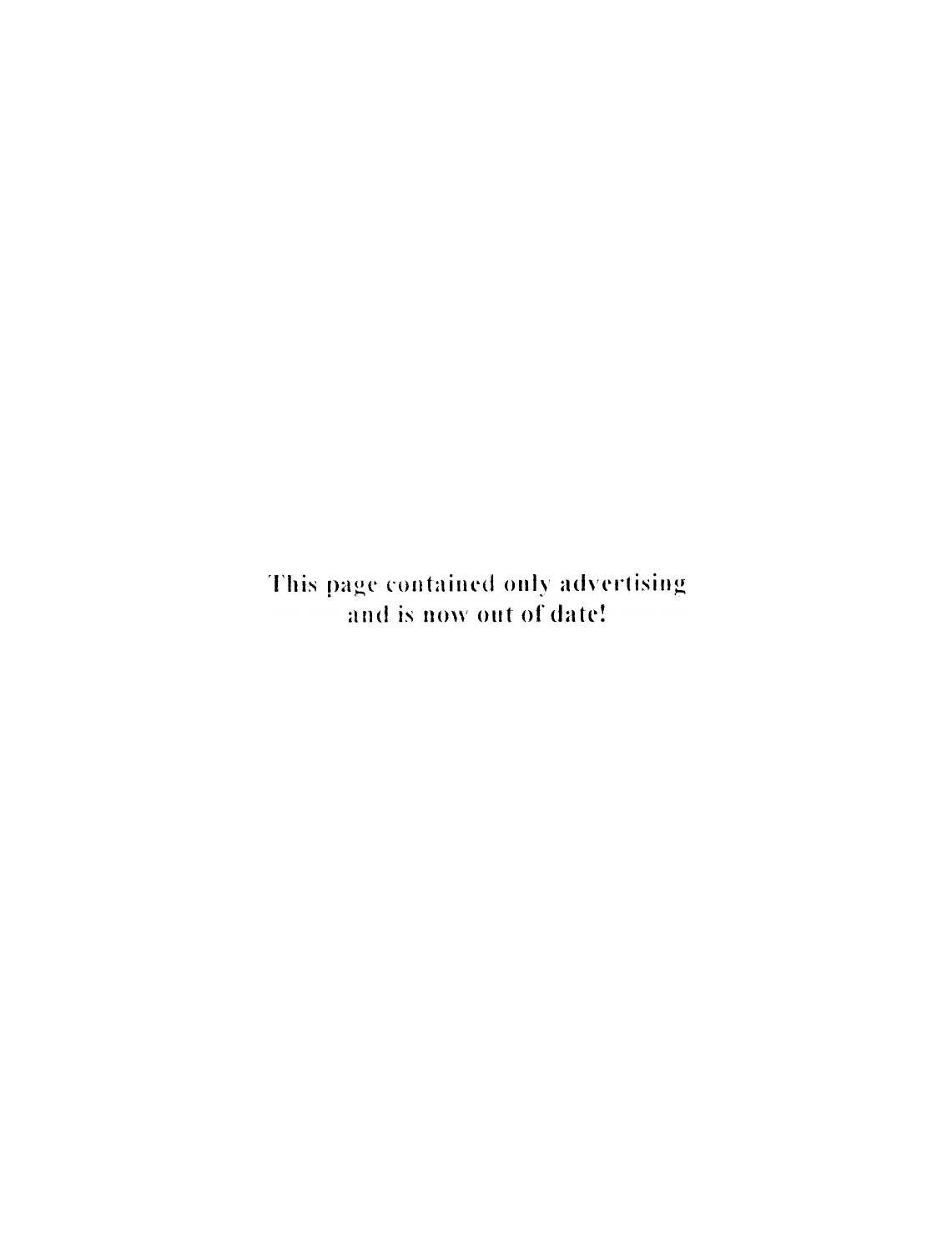This page contained only advertising
and is now out of date!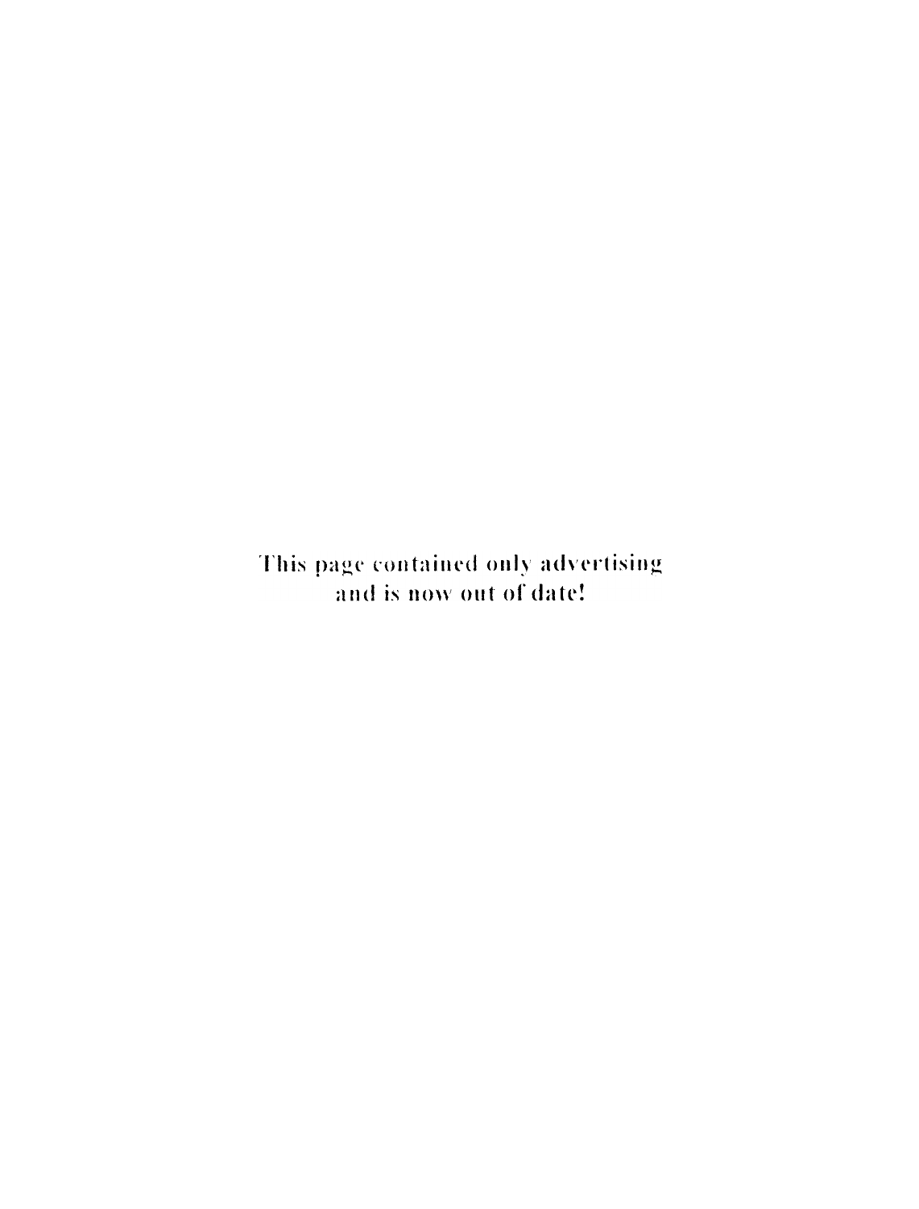This page contained only advertising
and is now out of date!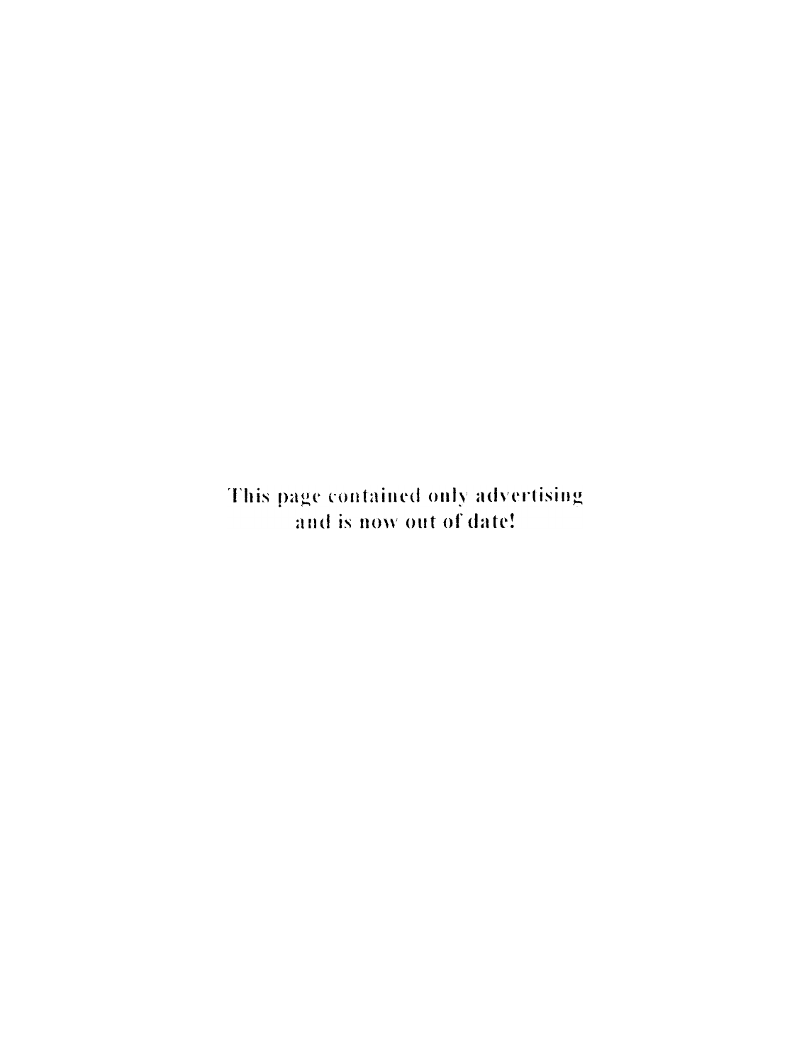This page contained only advertising
and is now out of date!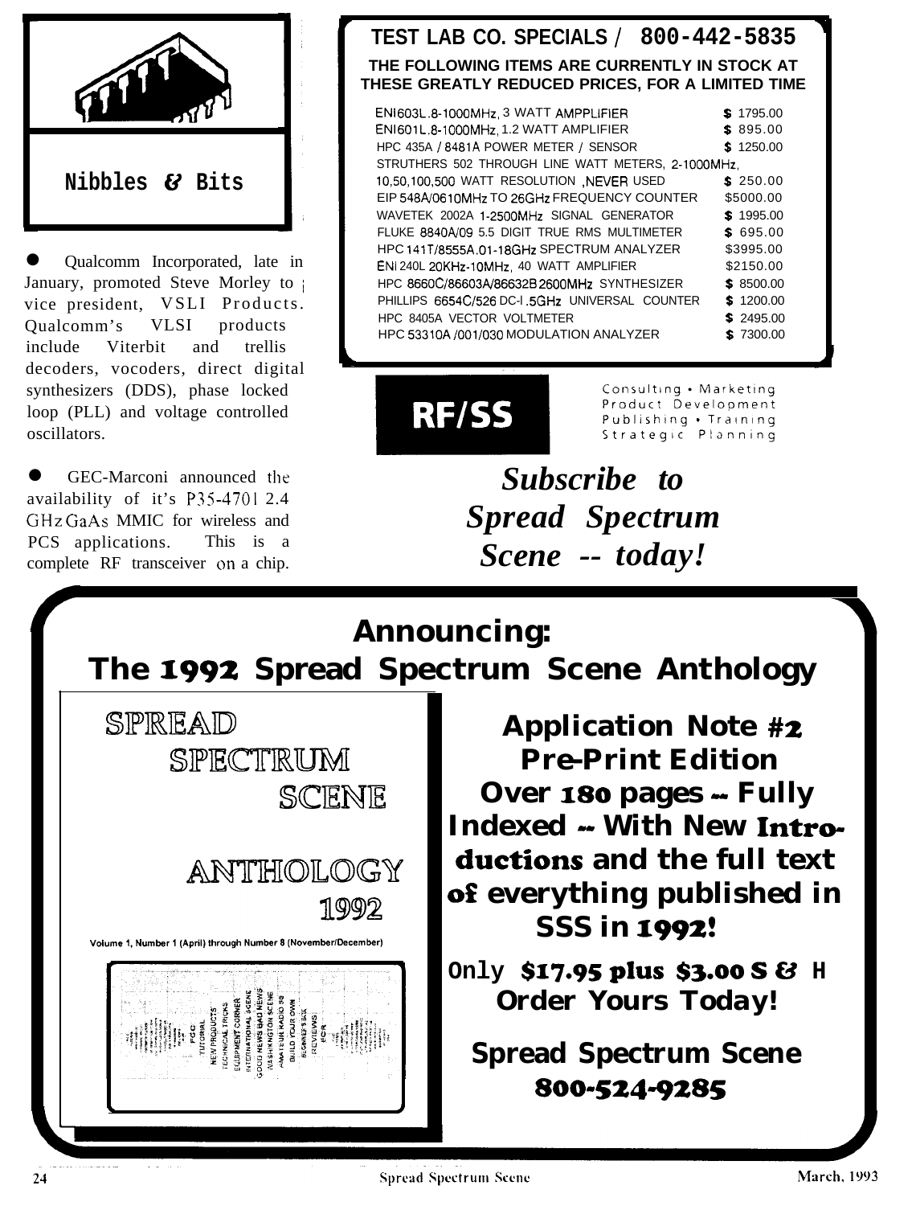## Nibbles & Bits

- Qualcomm Incorporated, late in January, promoted Steve Morley to vice president, VSLI Products. Qualcomm's VLSI products include Viterbit and trellis decoders, vocoders, direct digital synthesizers (DDS), phase locked loop (PLL) and voltage controlled oscillators.

- GEC-Marconi announced the availability of it's P35-4701 2.4 GHz GaAs MMIC for wireless and PCS applications. This is a complete RF transceiver on a chip.

## TEST LAB CO. SPECIALS / 800-442-5835

**THE FOLLOWING ITEMS ARE CURRENTLY IN STOCK AT THESE GREATLY REDUCED PRICES, FOR A LIMITED TIME**

| | |
|---|---|
| ENI603L .8-1000MHz, 3 WATT AMPPLIFIER | $ 1795.00 |
| ENI601L .8-1000MHz, 1.2 WATT AMPLIFIER | $ 895.00 |
| HPC 435A / 8481A POWER METER / SENSOR | $ 1250.00 |
| STRUTHERS 502 THROUGH LINE WATT METERS, 2-1000MHz, 10,50,100,500 WATT RESOLUTION ,NEVER USED | $ 250.00 |
| EIP 548A/0610MHz TO 26GHz FREQUENCY COUNTER | $5000.00 |
| WAVETEK 2002A 1-2500MHz SIGNAL GENERATOR | $ 1995.00 |
| FLUKE 8840A/09 5.5 DIGIT TRUE RMS MULTIMETER | $ 695.00 |
| HPC 141T/8555A .01-18GHz SPECTRUM ANALYZER | $3995.00 |
| ENI 240L 20KHz-10MHz, 40 WATT AMPLIFIER | $2150.00 |
| HPC 8660C/86603A/86632B 2600MHz SYNTHESIZER | $ 8500.00 |
| PHILLIPS 6654C/526 DC-I .5GHz UNIVERSAL COUNTER | $ 1200.00 |
| HPC 8405A VECTOR VOLTMETER | $ 2495.00 |
| HPC 53310A /001/030 MODULATION ANALYZER | $ 7300.00 |

**RF/SS**

Consulting • Marketing
Product Development
Publishing • Training
Strategic Planning

***Subscribe to Spread Spectrum Scene -- today!***

## Announcing: The 1992 Spread Spectrum Scene Anthology

SPREAD SPECTRUM SCENE ANTHOLOGY 1992

Volume 1, Number 1 (April) through Number 8 (November/December)

**Application Note #2**
**Pre-Print Edition**
**Over 180 pages -- Fully Indexed -- With New Introductions and the full text of everything published in SSS in 1992!**

**Only $17.95 plus $3.00 S & H**
**Order Yours Today!**

**Spread Spectrum Scene**
**800-524-9285**